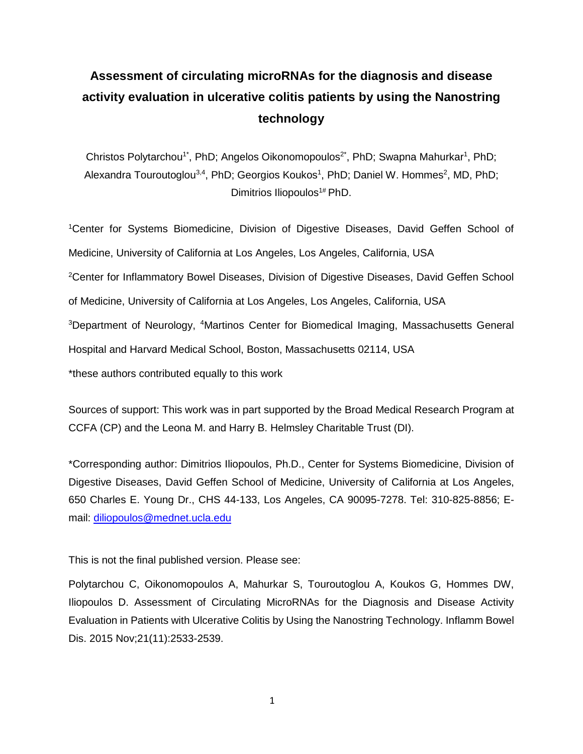# Assessment of circulating microRNAs for the diagnosis and disease activity evaluation in ulcerative colitis patients by using the Nanostring technology

Christos Polytarchou[1*], PhD; Angelos Oikonomopoulos[2*], PhD; Swapna Mahurkar[1], PhD; Alexandra Touroutoglou[3,4], PhD; Georgios Koukos[1], PhD; Daniel W. Hommes[2], MD, PhD; Dimitrios Iliopoulos[1#] PhD.

[1]Center for Systems Biomedicine, Division of Digestive Diseases, David Geffen School of Medicine, University of California at Los Angeles, Los Angeles, California, USA

[2]Center for Inflammatory Bowel Diseases, Division of Digestive Diseases, David Geffen School of Medicine, University of California at Los Angeles, Los Angeles, California, USA

[3]Department of Neurology, [4]Martinos Center for Biomedical Imaging, Massachusetts General Hospital and Harvard Medical School, Boston, Massachusetts 02114, USA

*these authors contributed equally to this work

Sources of support: This work was in part supported by the Broad Medical Research Program at CCFA (CP) and the Leona M. and Harry B. Helmsley Charitable Trust (DI).

*Corresponding author: Dimitrios Iliopoulos, Ph.D., Center for Systems Biomedicine, Division of Digestive Diseases, David Geffen School of Medicine, University of California at Los Angeles, 650 Charles E. Young Dr., CHS 44-133, Los Angeles, CA 90095-7278. Tel: 310-825-8856; E-mail: diliopoulos@mednet.ucla.edu

This is not the final published version. Please see:

Polytarchou C, Oikonomopoulos A, Mahurkar S, Touroutoglou A, Koukos G, Hommes DW, Iliopoulos D. Assessment of Circulating MicroRNAs for the Diagnosis and Disease Activity Evaluation in Patients with Ulcerative Colitis by Using the Nanostring Technology. Inflamm Bowel Dis. 2015 Nov;21(11):2533-2539.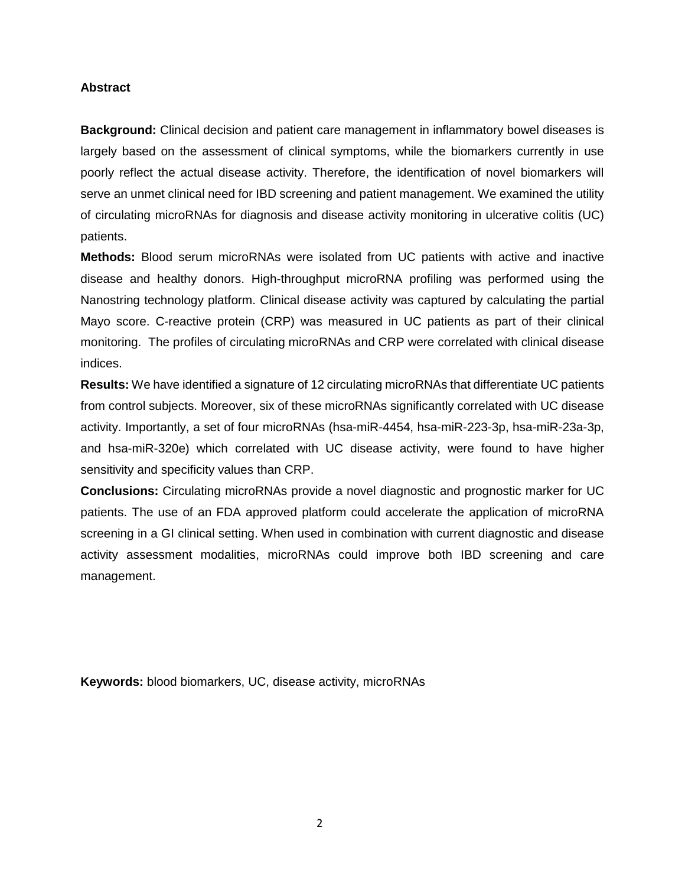## Abstract

**Background:** Clinical decision and patient care management in inflammatory bowel diseases is largely based on the assessment of clinical symptoms, while the biomarkers currently in use poorly reflect the actual disease activity. Therefore, the identification of novel biomarkers will serve an unmet clinical need for IBD screening and patient management. We examined the utility of circulating microRNAs for diagnosis and disease activity monitoring in ulcerative colitis (UC) patients.

**Methods:** Blood serum microRNAs were isolated from UC patients with active and inactive disease and healthy donors. High-throughput microRNA profiling was performed using the Nanostring technology platform. Clinical disease activity was captured by calculating the partial Mayo score. C-reactive protein (CRP) was measured in UC patients as part of their clinical monitoring. The profiles of circulating microRNAs and CRP were correlated with clinical disease indices.

**Results:** We have identified a signature of 12 circulating microRNAs that differentiate UC patients from control subjects. Moreover, six of these microRNAs significantly correlated with UC disease activity. Importantly, a set of four microRNAs (hsa-miR-4454, hsa-miR-223-3p, hsa-miR-23a-3p, and hsa-miR-320e) which correlated with UC disease activity, were found to have higher sensitivity and specificity values than CRP.

**Conclusions:** Circulating microRNAs provide a novel diagnostic and prognostic marker for UC patients. The use of an FDA approved platform could accelerate the application of microRNA screening in a GI clinical setting. When used in combination with current diagnostic and disease activity assessment modalities, microRNAs could improve both IBD screening and care management.

**Keywords:** blood biomarkers, UC, disease activity, microRNAs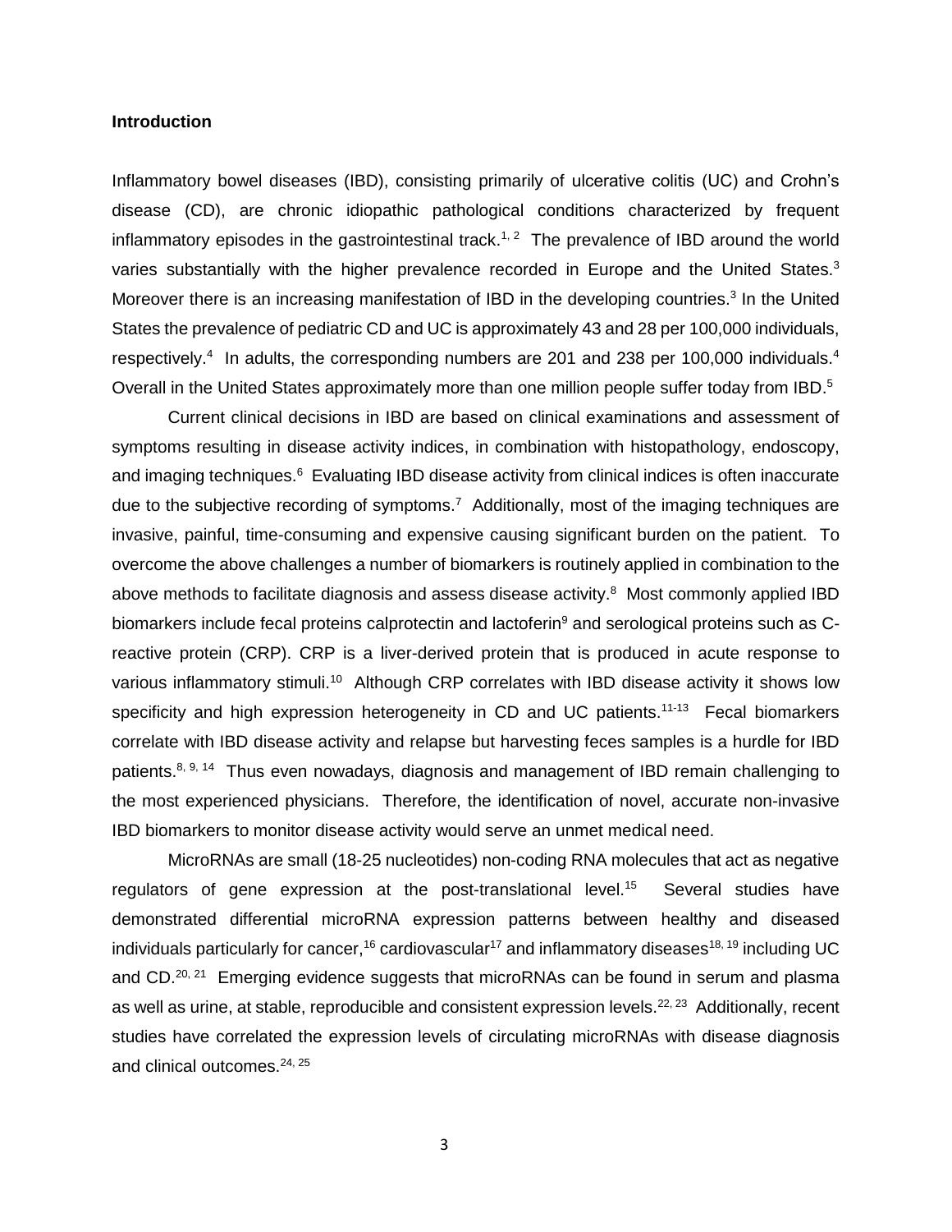## Introduction

Inflammatory bowel diseases (IBD), consisting primarily of ulcerative colitis (UC) and Crohn's disease (CD), are chronic idiopathic pathological conditions characterized by frequent inflammatory episodes in the gastrointestinal track.[1, 2] The prevalence of IBD around the world varies substantially with the higher prevalence recorded in Europe and the United States.[3] Moreover there is an increasing manifestation of IBD in the developing countries.[3] In the United States the prevalence of pediatric CD and UC is approximately 43 and 28 per 100,000 individuals, respectively.[4] In adults, the corresponding numbers are 201 and 238 per 100,000 individuals.[4] Overall in the United States approximately more than one million people suffer today from IBD.[5]

Current clinical decisions in IBD are based on clinical examinations and assessment of symptoms resulting in disease activity indices, in combination with histopathology, endoscopy, and imaging techniques.[6] Evaluating IBD disease activity from clinical indices is often inaccurate due to the subjective recording of symptoms.[7] Additionally, most of the imaging techniques are invasive, painful, time-consuming and expensive causing significant burden on the patient. To overcome the above challenges a number of biomarkers is routinely applied in combination to the above methods to facilitate diagnosis and assess disease activity.[8] Most commonly applied IBD biomarkers include fecal proteins calprotectin and lactoferin[9] and serological proteins such as C-reactive protein (CRP). CRP is a liver-derived protein that is produced in acute response to various inflammatory stimuli.[10] Although CRP correlates with IBD disease activity it shows low specificity and high expression heterogeneity in CD and UC patients.[11-13] Fecal biomarkers correlate with IBD disease activity and relapse but harvesting feces samples is a hurdle for IBD patients.[8, 9, 14] Thus even nowadays, diagnosis and management of IBD remain challenging to the most experienced physicians. Therefore, the identification of novel, accurate non-invasive IBD biomarkers to monitor disease activity would serve an unmet medical need.

MicroRNAs are small (18-25 nucleotides) non-coding RNA molecules that act as negative regulators of gene expression at the post-translational level.[15] Several studies have demonstrated differential microRNA expression patterns between healthy and diseased individuals particularly for cancer,[16] cardiovascular[17] and inflammatory diseases[18, 19] including UC and CD.[20, 21] Emerging evidence suggests that microRNAs can be found in serum and plasma as well as urine, at stable, reproducible and consistent expression levels.[22, 23] Additionally, recent studies have correlated the expression levels of circulating microRNAs with disease diagnosis and clinical outcomes.[24, 25]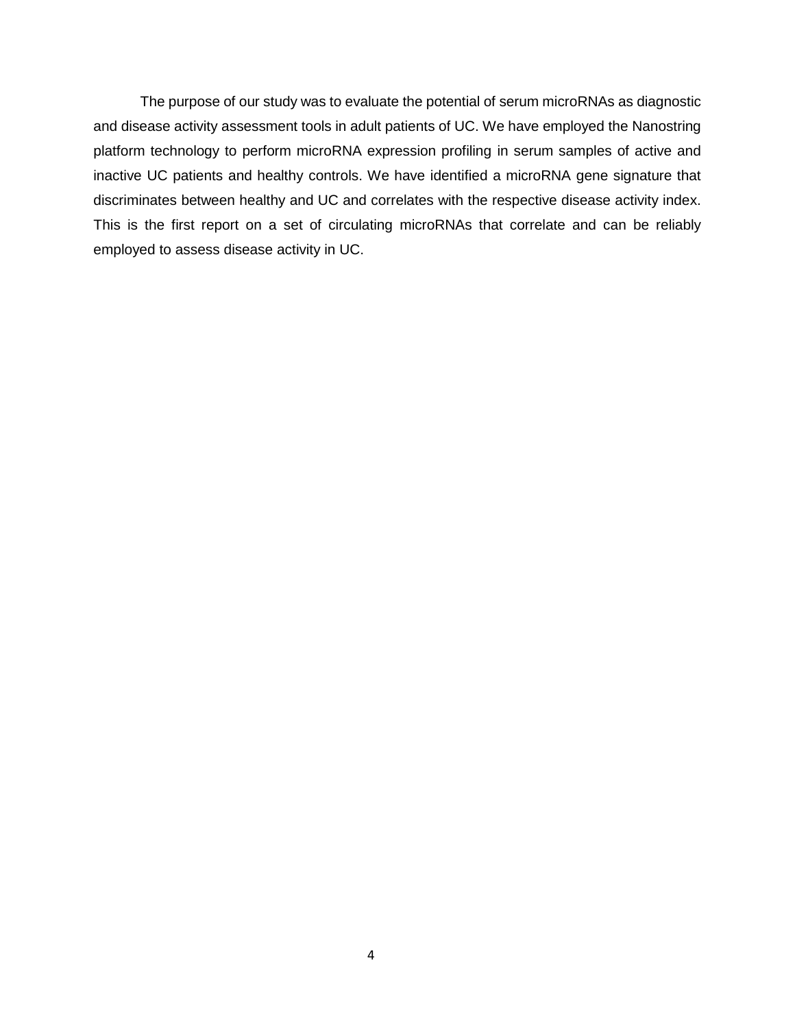The purpose of our study was to evaluate the potential of serum microRNAs as diagnostic and disease activity assessment tools in adult patients of UC. We have employed the Nanostring platform technology to perform microRNA expression profiling in serum samples of active and inactive UC patients and healthy controls. We have identified a microRNA gene signature that discriminates between healthy and UC and correlates with the respective disease activity index. This is the first report on a set of circulating microRNAs that correlate and can be reliably employed to assess disease activity in UC.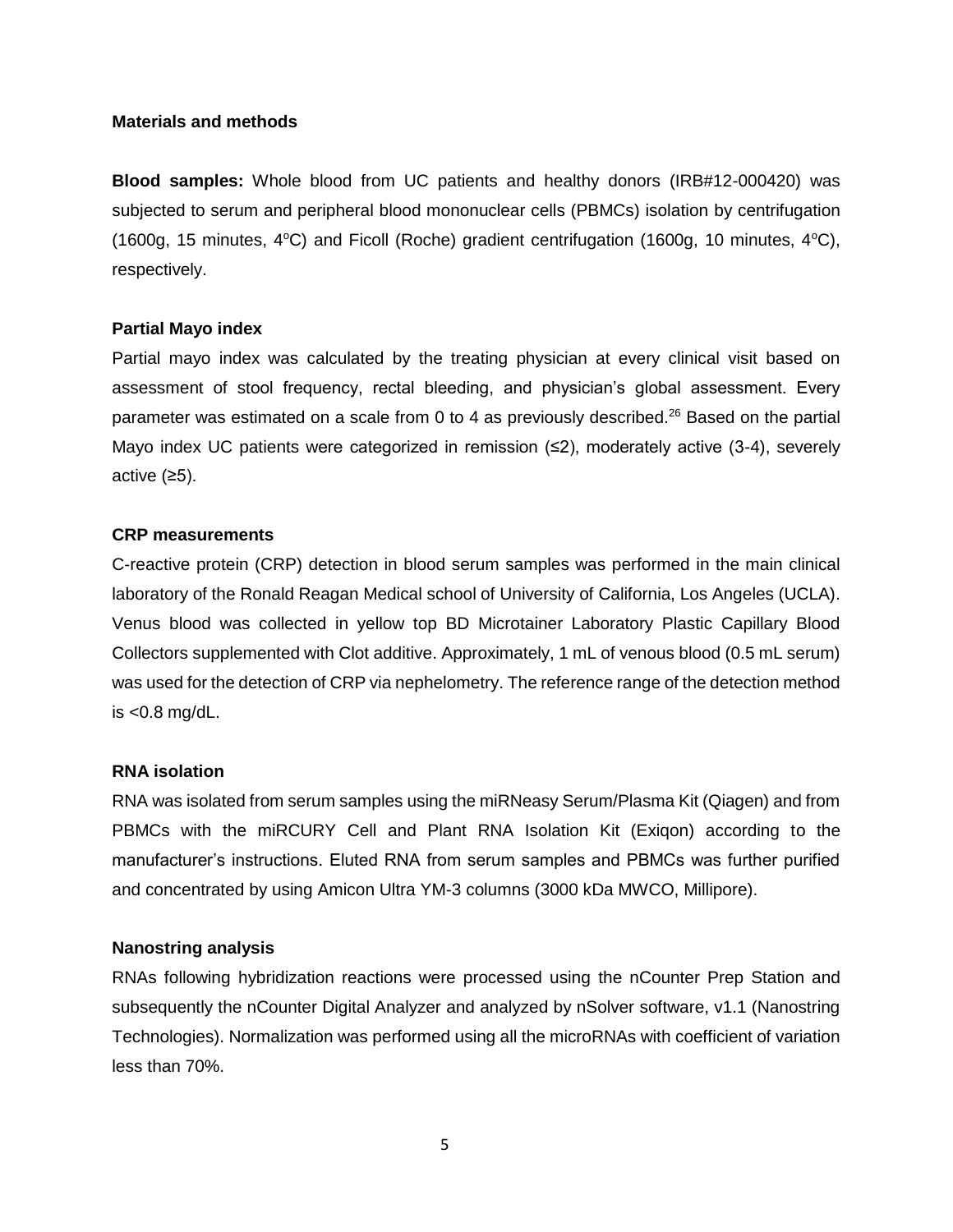**Materials and methods**

**Blood samples:** Whole blood from UC patients and healthy donors (IRB#12-000420) was subjected to serum and peripheral blood mononuclear cells (PBMCs) isolation by centrifugation (1600g, 15 minutes, 4$^{o}$C) and Ficoll (Roche) gradient centrifugation (1600g, 10 minutes, 4$^{o}$C), respectively.

**Partial Mayo index**

Partial mayo index was calculated by the treating physician at every clinical visit based on assessment of stool frequency, rectal bleeding, and physician's global assessment. Every parameter was estimated on a scale from 0 to 4 as previously described.[26] Based on the partial Mayo index UC patients were categorized in remission (≤2), moderately active (3-4), severely active (≥5).

**CRP measurements**

C-reactive protein (CRP) detection in blood serum samples was performed in the main clinical laboratory of the Ronald Reagan Medical school of University of California, Los Angeles (UCLA). Venus blood was collected in yellow top BD Microtainer Laboratory Plastic Capillary Blood Collectors supplemented with Clot additive. Approximately, 1 mL of venous blood (0.5 mL serum) was used for the detection of CRP via nephelometry. The reference range of the detection method is <0.8 mg/dL.

**RNA isolation**

RNA was isolated from serum samples using the miRNeasy Serum/Plasma Kit (Qiagen) and from PBMCs with the miRCURY Cell and Plant RNA Isolation Kit (Exiqon) according to the manufacturer's instructions. Eluted RNA from serum samples and PBMCs was further purified and concentrated by using Amicon Ultra YM-3 columns (3000 kDa MWCO, Millipore).

**Nanostring analysis**

RNAs following hybridization reactions were processed using the nCounter Prep Station and subsequently the nCounter Digital Analyzer and analyzed by nSolver software, v1.1 (Nanostring Technologies). Normalization was performed using all the microRNAs with coefficient of variation less than 70%.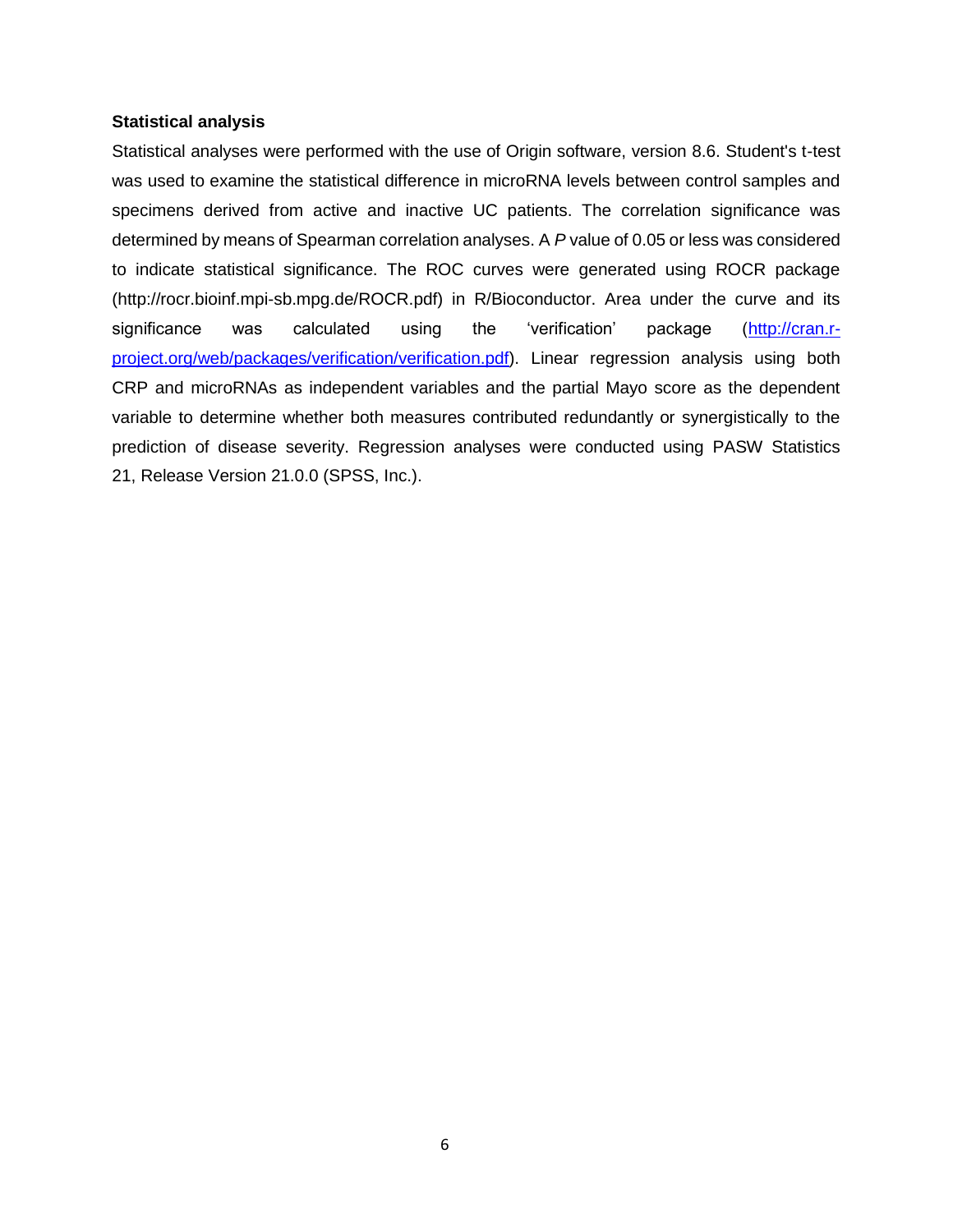**Statistical analysis**

Statistical analyses were performed with the use of Origin software, version 8.6. Student's t-test was used to examine the statistical difference in microRNA levels between control samples and specimens derived from active and inactive UC patients. The correlation significance was determined by means of Spearman correlation analyses. A *P* value of 0.05 or less was considered to indicate statistical significance. The ROC curves were generated using ROCR package (http://rocr.bioinf.mpi-sb.mpg.de/ROCR.pdf) in R/Bioconductor. Area under the curve and its significance was calculated using the 'verification' package (http://cran.r-project.org/web/packages/verification/verification.pdf). Linear regression analysis using both CRP and microRNAs as independent variables and the partial Mayo score as the dependent variable to determine whether both measures contributed redundantly or synergistically to the prediction of disease severity. Regression analyses were conducted using PASW Statistics 21, Release Version 21.0.0 (SPSS, Inc.).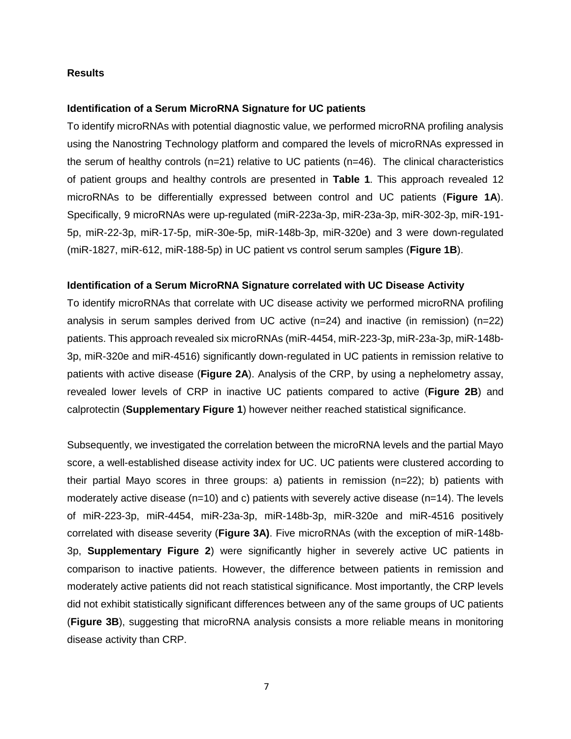## Results

### Identification of a Serum MicroRNA Signature for UC patients

To identify microRNAs with potential diagnostic value, we performed microRNA profiling analysis using the Nanostring Technology platform and compared the levels of microRNAs expressed in the serum of healthy controls (n=21) relative to UC patients (n=46). The clinical characteristics of patient groups and healthy controls are presented in **Table 1**. This approach revealed 12 microRNAs to be differentially expressed between control and UC patients (**Figure 1A**). Specifically, 9 microRNAs were up-regulated (miR-223a-3p, miR-23a-3p, miR-302-3p, miR-191-5p, miR-22-3p, miR-17-5p, miR-30e-5p, miR-148b-3p, miR-320e) and 3 were down-regulated (miR-1827, miR-612, miR-188-5p) in UC patient vs control serum samples (**Figure 1B**).

### Identification of a Serum MicroRNA Signature correlated with UC Disease Activity

To identify microRNAs that correlate with UC disease activity we performed microRNA profiling analysis in serum samples derived from UC active (n=24) and inactive (in remission) (n=22) patients. This approach revealed six microRNAs (miR-4454, miR-223-3p, miR-23a-3p, miR-148b-3p, miR-320e and miR-4516) significantly down-regulated in UC patients in remission relative to patients with active disease (**Figure 2A**). Analysis of the CRP, by using a nephelometry assay, revealed lower levels of CRP in inactive UC patients compared to active (**Figure 2B**) and calprotectin (**Supplementary Figure 1**) however neither reached statistical significance.

Subsequently, we investigated the correlation between the microRNA levels and the partial Mayo score, a well-established disease activity index for UC. UC patients were clustered according to their partial Mayo scores in three groups: a) patients in remission (n=22); b) patients with moderately active disease (n=10) and c) patients with severely active disease (n=14). The levels of miR-223-3p, miR-4454, miR-23a-3p, miR-148b-3p, miR-320e and miR-4516 positively correlated with disease severity (**Figure 3A)**. Five microRNAs (with the exception of miR-148b-3p, **Supplementary Figure 2**) were significantly higher in severely active UC patients in comparison to inactive patients. However, the difference between patients in remission and moderately active patients did not reach statistical significance. Most importantly, the CRP levels did not exhibit statistically significant differences between any of the same groups of UC patients (**Figure 3B**), suggesting that microRNA analysis consists a more reliable means in monitoring disease activity than CRP.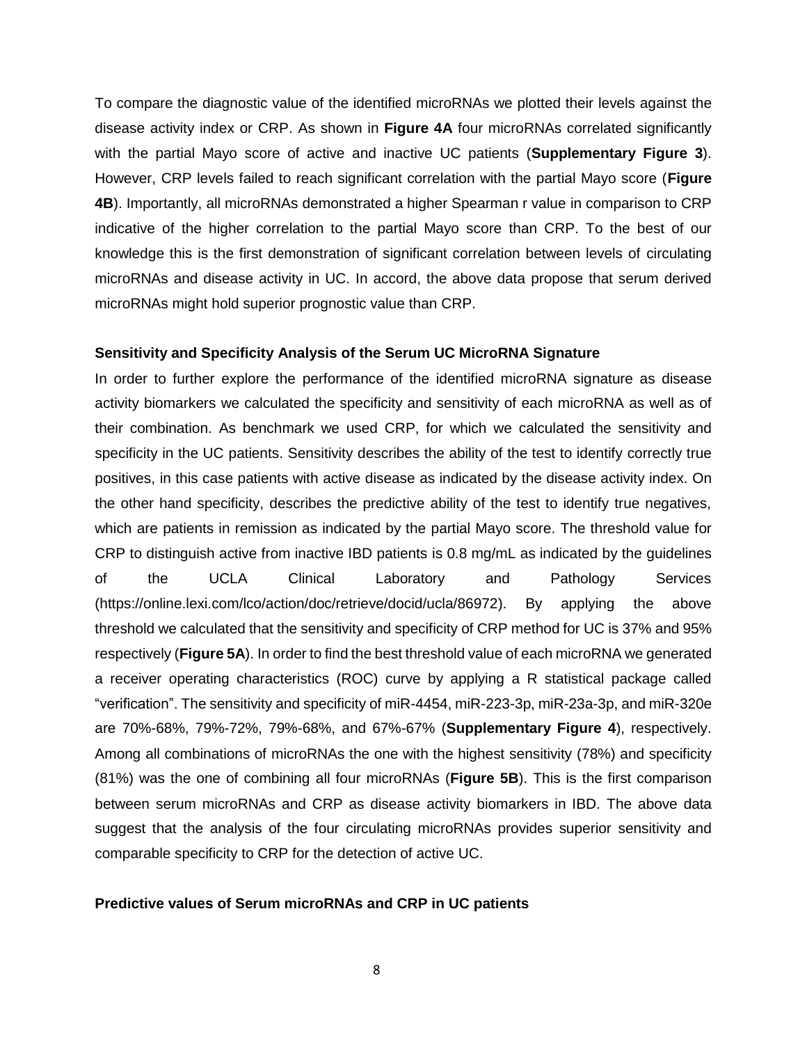To compare the diagnostic value of the identified microRNAs we plotted their levels against the disease activity index or CRP. As shown in **Figure 4A** four microRNAs correlated significantly with the partial Mayo score of active and inactive UC patients (**Supplementary Figure 3**). However, CRP levels failed to reach significant correlation with the partial Mayo score (**Figure 4B**). Importantly, all microRNAs demonstrated a higher Spearman r value in comparison to CRP indicative of the higher correlation to the partial Mayo score than CRP. To the best of our knowledge this is the first demonstration of significant correlation between levels of circulating microRNAs and disease activity in UC. In accord, the above data propose that serum derived microRNAs might hold superior prognostic value than CRP.

**Sensitivity and Specificity Analysis of the Serum UC MicroRNA Signature**

In order to further explore the performance of the identified microRNA signature as disease activity biomarkers we calculated the specificity and sensitivity of each microRNA as well as of their combination. As benchmark we used CRP, for which we calculated the sensitivity and specificity in the UC patients. Sensitivity describes the ability of the test to identify correctly true positives, in this case patients with active disease as indicated by the disease activity index. On the other hand specificity, describes the predictive ability of the test to identify true negatives, which are patients in remission as indicated by the partial Mayo score. The threshold value for CRP to distinguish active from inactive IBD patients is 0.8 mg/mL as indicated by the guidelines of the UCLA Clinical Laboratory and Pathology Services (https://online.lexi.com/lco/action/doc/retrieve/docid/ucla/86972). By applying the above threshold we calculated that the sensitivity and specificity of CRP method for UC is 37% and 95% respectively (**Figure 5A**). In order to find the best threshold value of each microRNA we generated a receiver operating characteristics (ROC) curve by applying a R statistical package called "verification". The sensitivity and specificity of miR-4454, miR-223-3p, miR-23a-3p, and miR-320e are 70%-68%, 79%-72%, 79%-68%, and 67%-67% (**Supplementary Figure 4**), respectively. Among all combinations of microRNAs the one with the highest sensitivity (78%) and specificity (81%) was the one of combining all four microRNAs (**Figure 5B**). This is the first comparison between serum microRNAs and CRP as disease activity biomarkers in IBD. The above data suggest that the analysis of the four circulating microRNAs provides superior sensitivity and comparable specificity to CRP for the detection of active UC.

**Predictive values of Serum microRNAs and CRP in UC patients**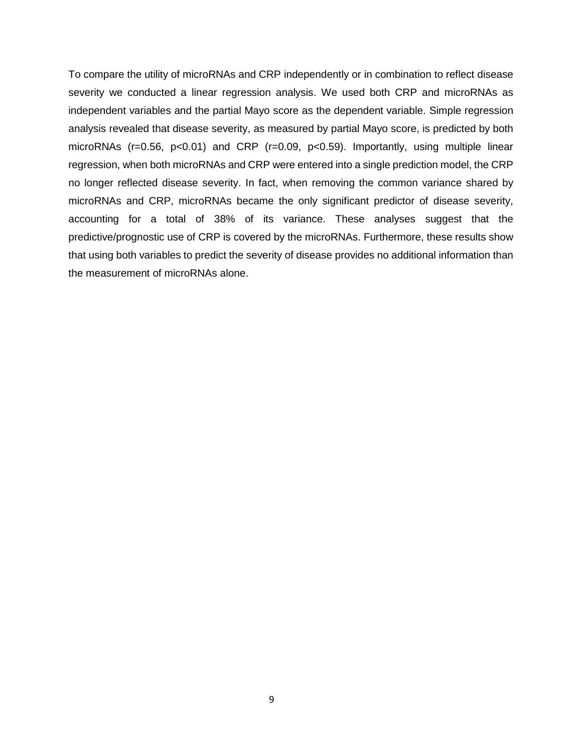To compare the utility of microRNAs and CRP independently or in combination to reflect disease severity we conducted a linear regression analysis. We used both CRP and microRNAs as independent variables and the partial Mayo score as the dependent variable. Simple regression analysis revealed that disease severity, as measured by partial Mayo score, is predicted by both microRNAs ($r=0.56$, $p<0.01$) and CRP ($r=0.09$, $p<0.59$). Importantly, using multiple linear regression, when both microRNAs and CRP were entered into a single prediction model, the CRP no longer reflected disease severity. In fact, when removing the common variance shared by microRNAs and CRP, microRNAs became the only significant predictor of disease severity, accounting for a total of 38% of its variance. These analyses suggest that the predictive/prognostic use of CRP is covered by the microRNAs. Furthermore, these results show that using both variables to predict the severity of disease provides no additional information than the measurement of microRNAs alone.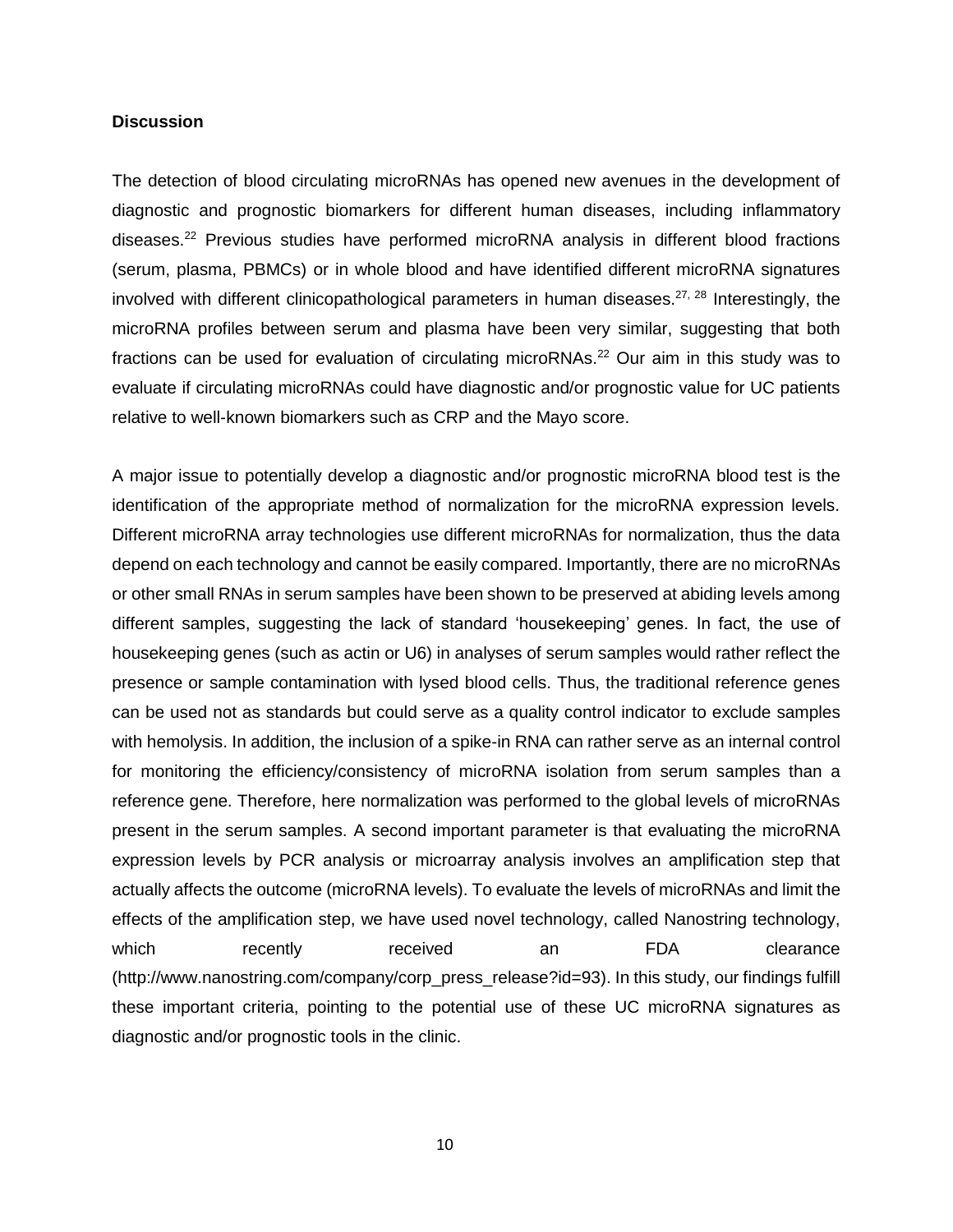**Discussion**

The detection of blood circulating microRNAs has opened new avenues in the development of diagnostic and prognostic biomarkers for different human diseases, including inflammatory diseases.[22] Previous studies have performed microRNA analysis in different blood fractions (serum, plasma, PBMCs) or in whole blood and have identified different microRNA signatures involved with different clinicopathological parameters in human diseases.[27, 28] Interestingly, the microRNA profiles between serum and plasma have been very similar, suggesting that both fractions can be used for evaluation of circulating microRNAs.[22] Our aim in this study was to evaluate if circulating microRNAs could have diagnostic and/or prognostic value for UC patients relative to well-known biomarkers such as CRP and the Mayo score.

A major issue to potentially develop a diagnostic and/or prognostic microRNA blood test is the identification of the appropriate method of normalization for the microRNA expression levels. Different microRNA array technologies use different microRNAs for normalization, thus the data depend on each technology and cannot be easily compared. Importantly, there are no microRNAs or other small RNAs in serum samples have been shown to be preserved at abiding levels among different samples, suggesting the lack of standard 'housekeeping' genes. In fact, the use of housekeeping genes (such as actin or U6) in analyses of serum samples would rather reflect the presence or sample contamination with lysed blood cells. Thus, the traditional reference genes can be used not as standards but could serve as a quality control indicator to exclude samples with hemolysis. In addition, the inclusion of a spike-in RNA can rather serve as an internal control for monitoring the efficiency/consistency of microRNA isolation from serum samples than a reference gene. Therefore, here normalization was performed to the global levels of microRNAs present in the serum samples. A second important parameter is that evaluating the microRNA expression levels by PCR analysis or microarray analysis involves an amplification step that actually affects the outcome (microRNA levels). To evaluate the levels of microRNAs and limit the effects of the amplification step, we have used novel technology, called Nanostring technology, which recently received an FDA clearance (http://www.nanostring.com/company/corp_press_release?id=93). In this study, our findings fulfill these important criteria, pointing to the potential use of these UC microRNA signatures as diagnostic and/or prognostic tools in the clinic.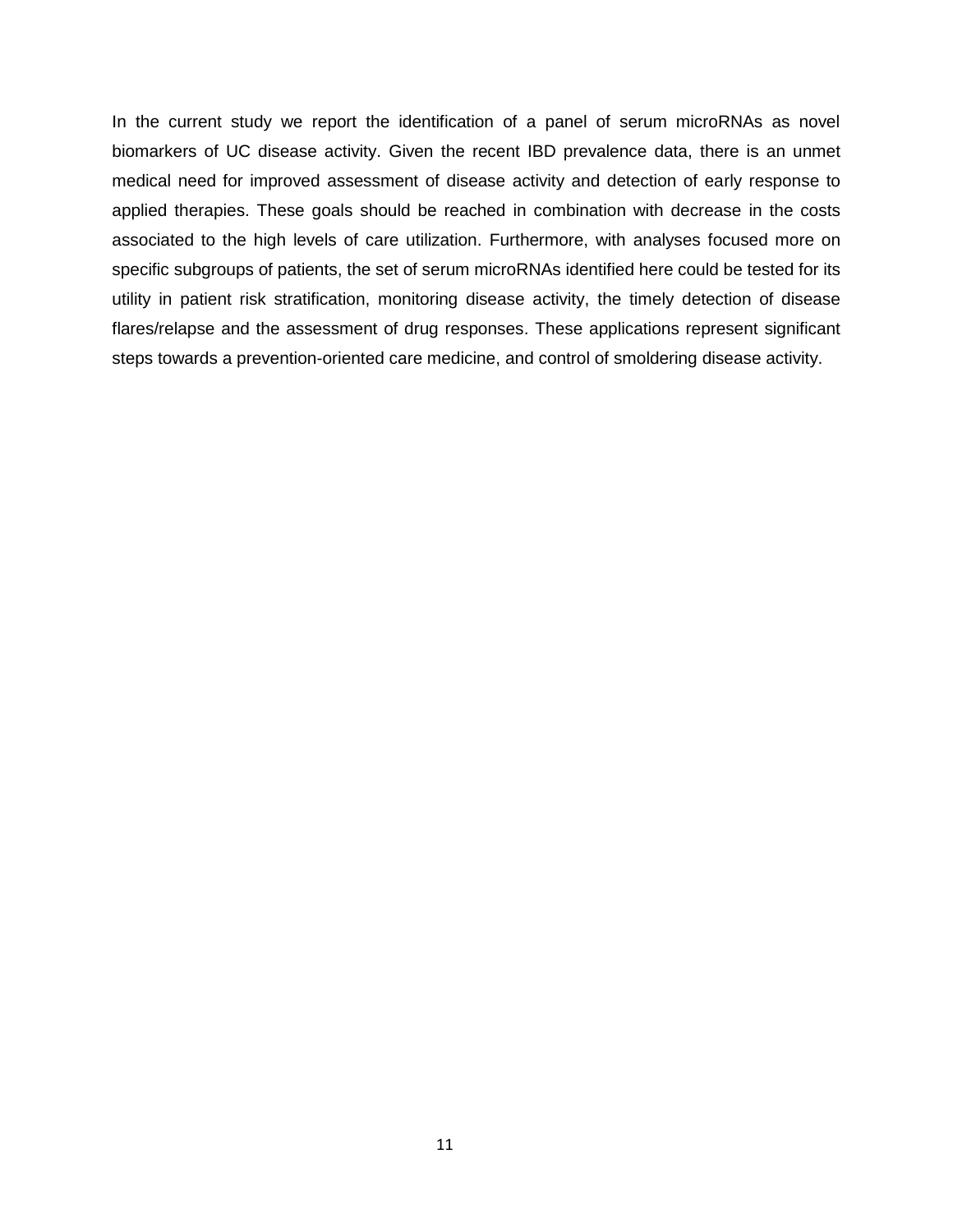In the current study we report the identification of a panel of serum microRNAs as novel biomarkers of UC disease activity. Given the recent IBD prevalence data, there is an unmet medical need for improved assessment of disease activity and detection of early response to applied therapies. These goals should be reached in combination with decrease in the costs associated to the high levels of care utilization. Furthermore, with analyses focused more on specific subgroups of patients, the set of serum microRNAs identified here could be tested for its utility in patient risk stratification, monitoring disease activity, the timely detection of disease flares/relapse and the assessment of drug responses. These applications represent significant steps towards a prevention-oriented care medicine, and control of smoldering disease activity.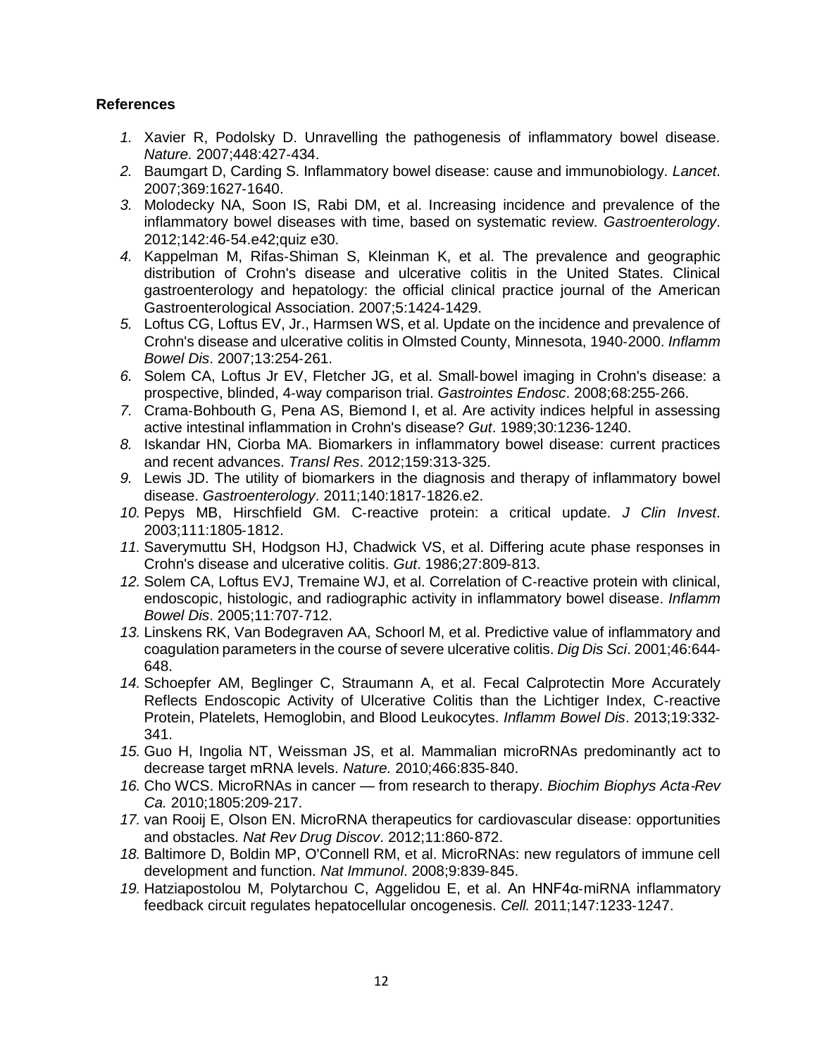**References**

1. Xavier R, Podolsky D. Unravelling the pathogenesis of inflammatory bowel disease. *Nature.* 2007;448:427-434.
2. Baumgart D, Carding S. Inflammatory bowel disease: cause and immunobiology. *Lancet*. 2007;369:1627-1640.
3. Molodecky NA, Soon IS, Rabi DM, et al. Increasing incidence and prevalence of the inflammatory bowel diseases with time, based on systematic review. *Gastroenterology*. 2012;142:46-54.e42;quiz e30.
4. Kappelman M, Rifas-Shiman S, Kleinman K, et al. The prevalence and geographic distribution of Crohn's disease and ulcerative colitis in the United States. Clinical gastroenterology and hepatology: the official clinical practice journal of the American Gastroenterological Association. 2007;5:1424-1429.
5. Loftus CG, Loftus EV, Jr., Harmsen WS, et al. Update on the incidence and prevalence of Crohn's disease and ulcerative colitis in Olmsted County, Minnesota, 1940-2000. *Inflamm Bowel Dis*. 2007;13:254-261.
6. Solem CA, Loftus Jr EV, Fletcher JG, et al. Small-bowel imaging in Crohn's disease: a prospective, blinded, 4-way comparison trial. *Gastrointes Endosc*. 2008;68:255-266.
7. Crama-Bohbouth G, Pena AS, Biemond I, et al. Are activity indices helpful in assessing active intestinal inflammation in Crohn's disease? *Gut*. 1989;30:1236-1240.
8. Iskandar HN, Ciorba MA. Biomarkers in inflammatory bowel disease: current practices and recent advances. *Transl Res*. 2012;159:313-325.
9. Lewis JD. The utility of biomarkers in the diagnosis and therapy of inflammatory bowel disease. *Gastroenterology*. 2011;140:1817-1826.e2.
10. Pepys MB, Hirschfield GM. C-reactive protein: a critical update. *J Clin Invest*. 2003;111:1805-1812.
11. Saverymuttu SH, Hodgson HJ, Chadwick VS, et al. Differing acute phase responses in Crohn's disease and ulcerative colitis. *Gut*. 1986;27:809-813.
12. Solem CA, Loftus EVJ, Tremaine WJ, et al. Correlation of C-reactive protein with clinical, endoscopic, histologic, and radiographic activity in inflammatory bowel disease. *Inflamm Bowel Dis*. 2005;11:707-712.
13. Linskens RK, Van Bodegraven AA, Schoorl M, et al. Predictive value of inflammatory and coagulation parameters in the course of severe ulcerative colitis. *Dig Dis Sci*. 2001;46:644-648.
14. Schoepfer AM, Beglinger C, Straumann A, et al. Fecal Calprotectin More Accurately Reflects Endoscopic Activity of Ulcerative Colitis than the Lichtiger Index, C-reactive Protein, Platelets, Hemoglobin, and Blood Leukocytes. *Inflamm Bowel Dis*. 2013;19:332-341.
15. Guo H, Ingolia NT, Weissman JS, et al. Mammalian microRNAs predominantly act to decrease target mRNA levels. *Nature.* 2010;466:835-840.
16. Cho WCS. MicroRNAs in cancer — from research to therapy. *Biochim Biophys Acta-Rev Ca.* 2010;1805:209-217.
17. van Rooij E, Olson EN. MicroRNA therapeutics for cardiovascular disease: opportunities and obstacles. *Nat Rev Drug Discov*. 2012;11:860-872.
18. Baltimore D, Boldin MP, O'Connell RM, et al. MicroRNAs: new regulators of immune cell development and function. *Nat Immunol*. 2008;9:839-845.
19. Hatziapostolou M, Polytarchou C, Aggelidou E, et al. An HNF4α-miRNA inflammatory feedback circuit regulates hepatocellular oncogenesis. *Cell.* 2011;147:1233-1247.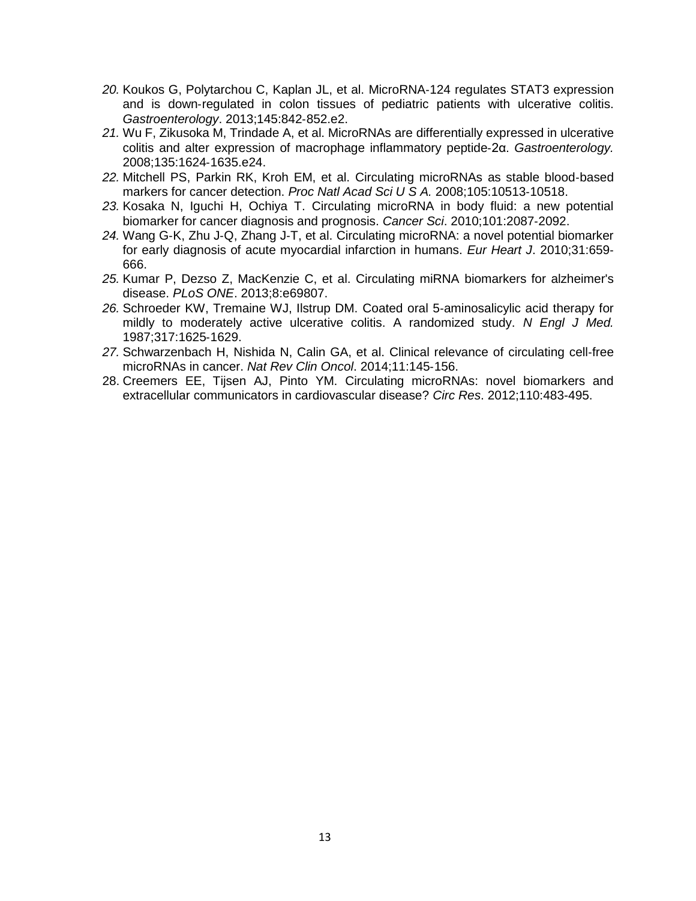20. Koukos G, Polytarchou C, Kaplan JL, et al. MicroRNA-124 regulates STAT3 expression and is down-regulated in colon tissues of pediatric patients with ulcerative colitis. *Gastroenterology*. 2013;145:842-852.e2.
21. Wu F, Zikusoka M, Trindade A, et al. MicroRNAs are differentially expressed in ulcerative colitis and alter expression of macrophage inflammatory peptide-2α. *Gastroenterology*. 2008;135:1624-1635.e24.
22. Mitchell PS, Parkin RK, Kroh EM, et al. Circulating microRNAs as stable blood-based markers for cancer detection. *Proc Natl Acad Sci U S A.* 2008;105:10513-10518.
23. Kosaka N, Iguchi H, Ochiya T. Circulating microRNA in body fluid: a new potential biomarker for cancer diagnosis and prognosis. *Cancer Sci*. 2010;101:2087-2092.
24. Wang G-K, Zhu J-Q, Zhang J-T, et al. Circulating microRNA: a novel potential biomarker for early diagnosis of acute myocardial infarction in humans. *Eur Heart J*. 2010;31:659-666.
25. Kumar P, Dezso Z, MacKenzie C, et al. Circulating miRNA biomarkers for alzheimer's disease. *PLoS ONE*. 2013;8:e69807.
26. Schroeder KW, Tremaine WJ, Ilstrup DM. Coated oral 5-aminosalicylic acid therapy for mildly to moderately active ulcerative colitis. A randomized study. *N Engl J Med.* 1987;317:1625-1629.
27. Schwarzenbach H, Nishida N, Calin GA, et al. Clinical relevance of circulating cell-free microRNAs in cancer. *Nat Rev Clin Oncol*. 2014;11:145-156.
28. Creemers EE, Tijsen AJ, Pinto YM. Circulating microRNAs: novel biomarkers and extracellular communicators in cardiovascular disease? *Circ Res*. 2012;110:483-495.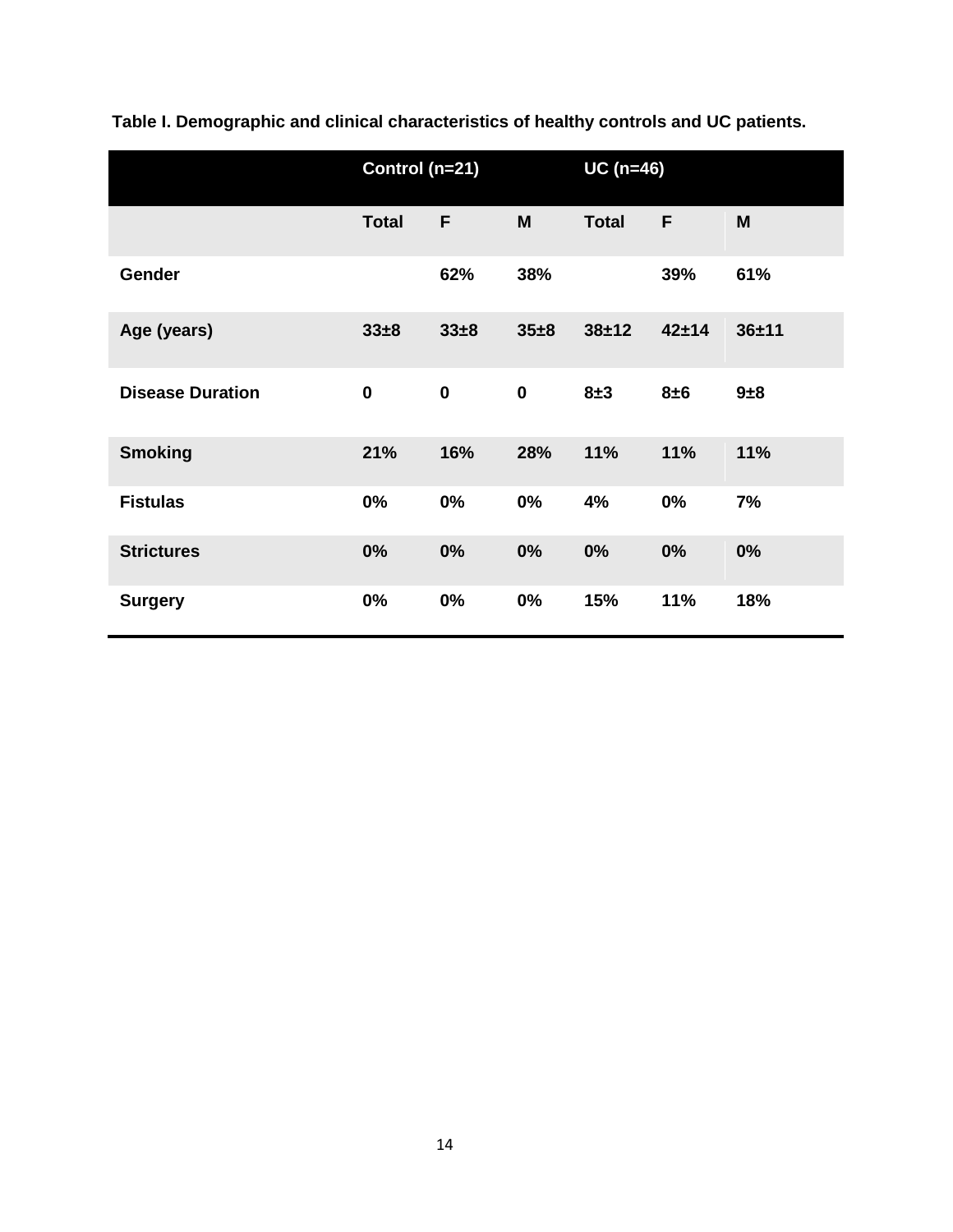**Table I. Demographic and clinical characteristics of healthy controls and UC patients.**

| | Control (n=21) | | | UC (n=46) | | |
|---|---|---|---|---|---|---|
| | **Total** | **F** | **M** | **Total** | **F** | **M** |
| **Gender** | | 62% | 38% | | 39% | 61% |
| **Age (years)** | 33±8 | 33±8 | 35±8 | 38±12 | 42±14 | 36±11 |
| **Disease Duration** | 0 | 0 | 0 | 8±3 | 8±6 | 9±8 |
| **Smoking** | 21% | 16% | 28% | 11% | 11% | 11% |
| **Fistulas** | 0% | 0% | 0% | 4% | 0% | 7% |
| **Strictures** | 0% | 0% | 0% | 0% | 0% | 0% |
| **Surgery** | 0% | 0% | 0% | 15% | 11% | 18% |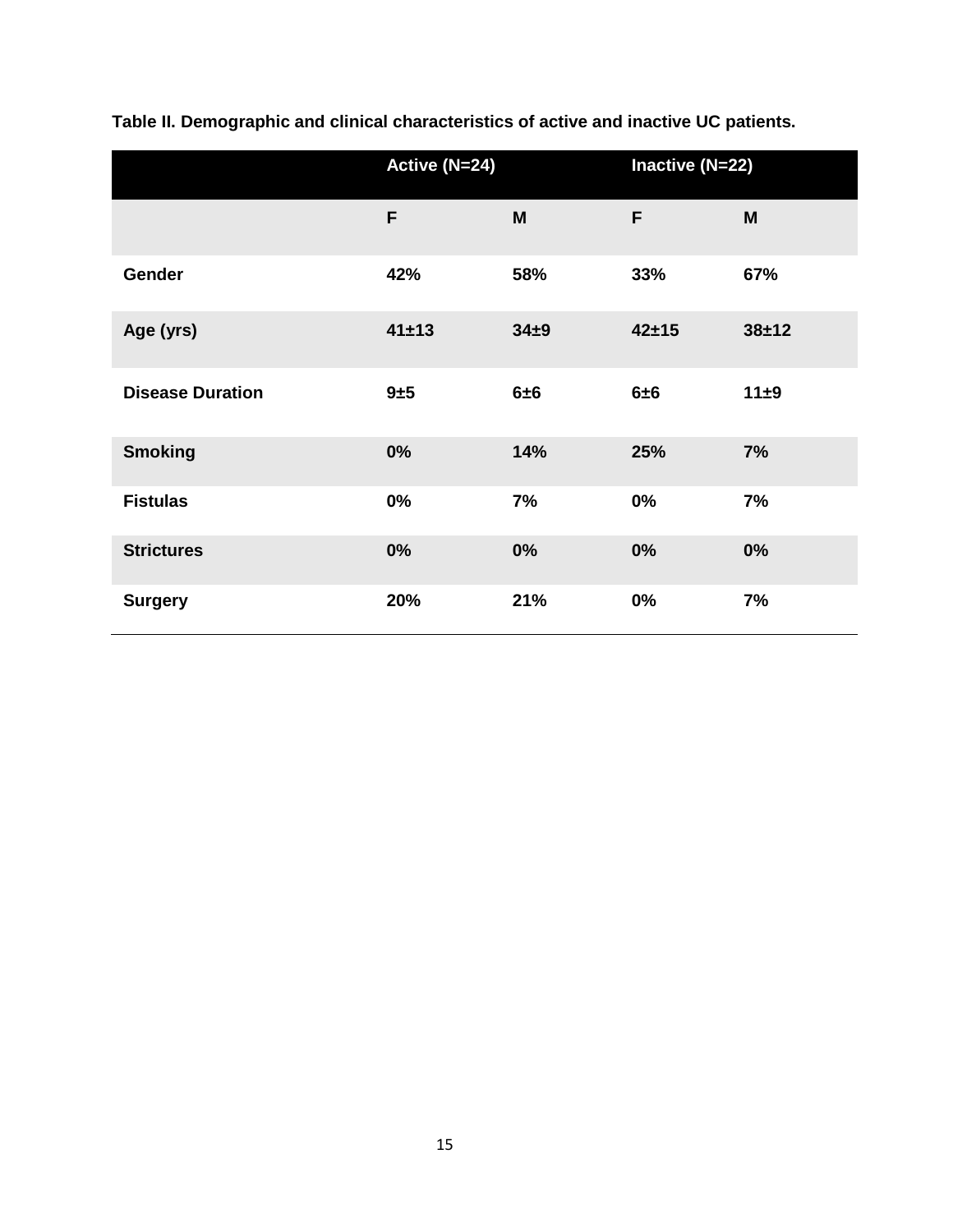**Table II. Demographic and clinical characteristics of active and inactive UC patients.**

| | Active (N=24) | | Inactive (N=22) | |
|---|---|---|---|---|
| | F | M | F | M |
| **Gender** | 42% | 58% | 33% | 67% |
| **Age (yrs)** | 41±13 | 34±9 | 42±15 | 38±12 |
| **Disease Duration** | 9±5 | 6±6 | 6±6 | 11±9 |
| **Smoking** | 0% | 14% | 25% | 7% |
| **Fistulas** | 0% | 7% | 0% | 7% |
| **Strictures** | 0% | 0% | 0% | 0% |
| **Surgery** | 20% | 21% | 0% | 7% |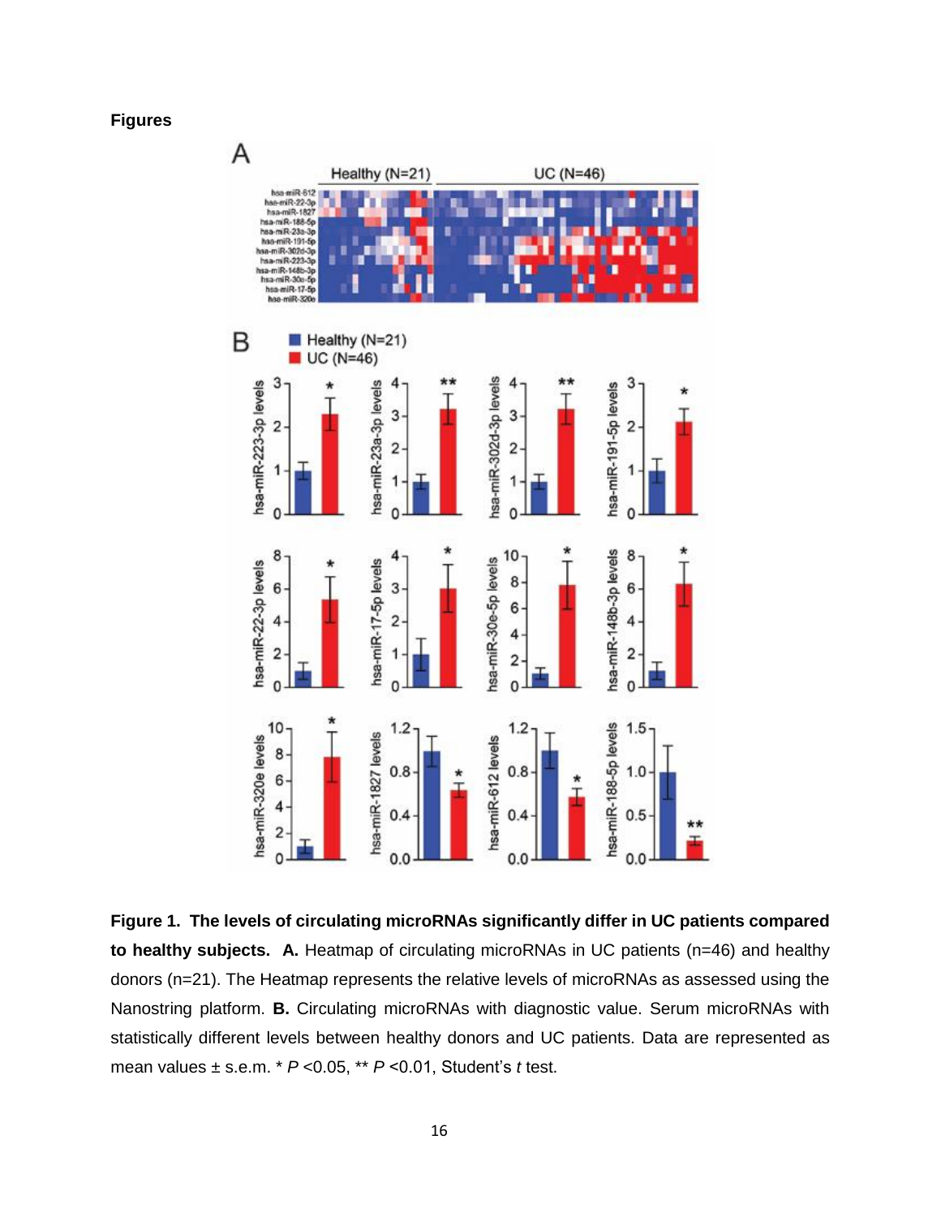**Figures**

**Figure 1. The levels of circulating microRNAs significantly differ in UC patients compared to healthy subjects. A.** Heatmap of circulating microRNAs in UC patients (n=46) and healthy donors (n=21). The Heatmap represents the relative levels of microRNAs as assessed using the Nanostring platform. **B.** Circulating microRNAs with diagnostic value. Serum microRNAs with statistically different levels between healthy donors and UC patients. Data are represented as mean values ± s.e.m. * *P* <0.05, ** *P* <0.01, Student's *t* test.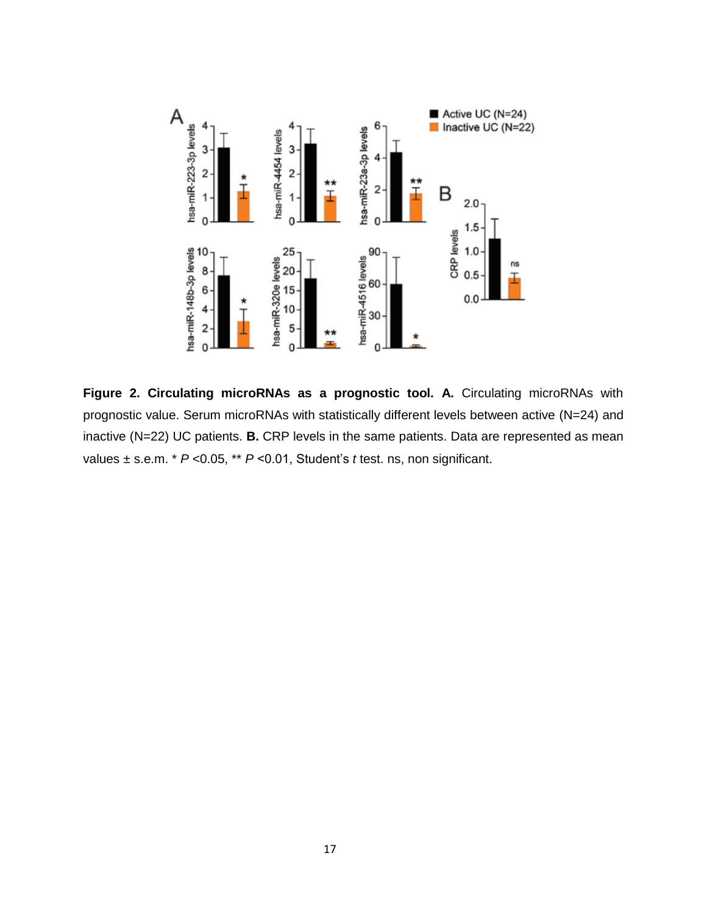**Figure 2. Circulating microRNAs as a prognostic tool. A.** Circulating microRNAs with prognostic value. Serum microRNAs with statistically different levels between active (N=24) and inactive (N=22) UC patients. **B.** CRP levels in the same patients. Data are represented as mean values ± s.e.m. * $P$ <0.05, ** $P$ <0.01, Student's $t$ test. ns, non significant.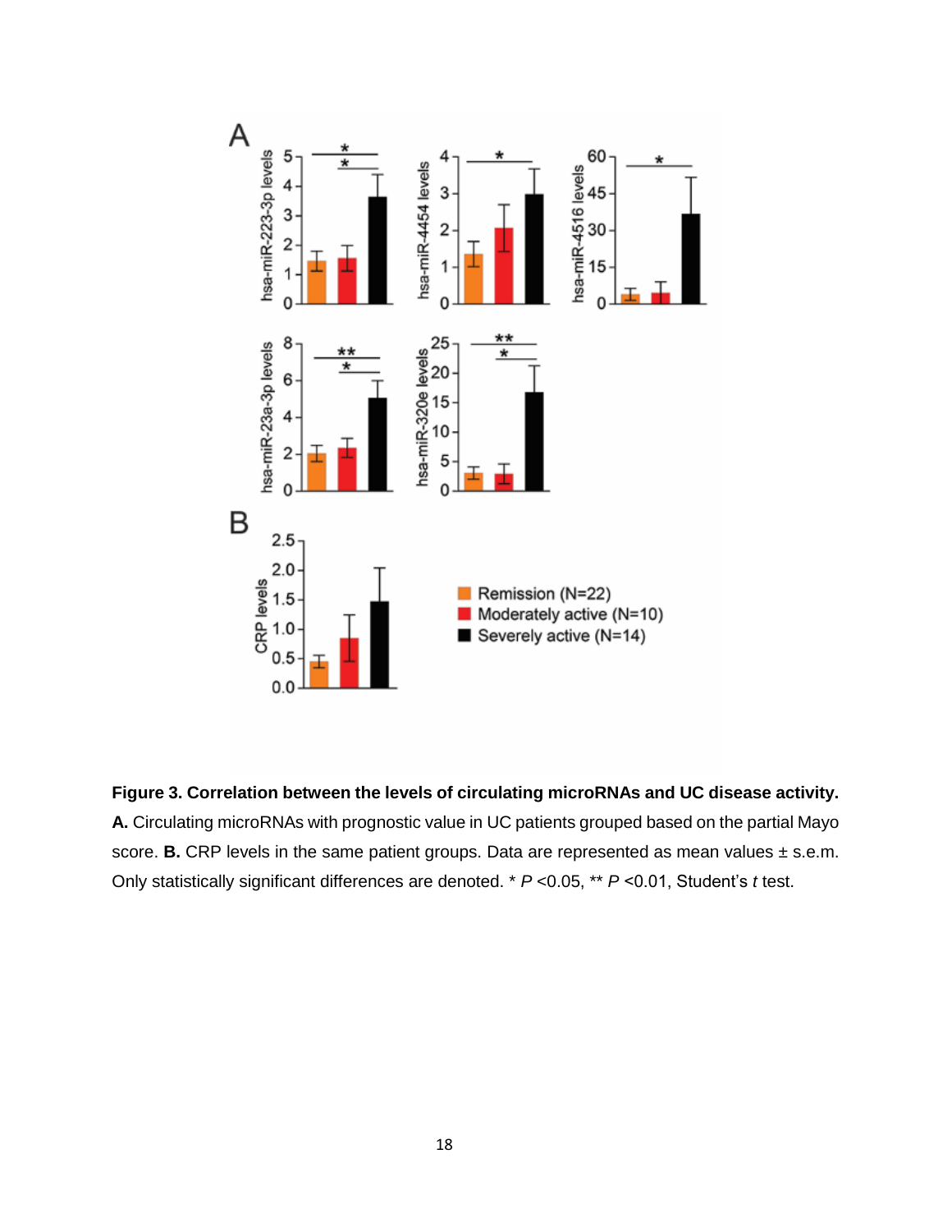**Figure 3. Correlation between the levels of circulating microRNAs and UC disease activity.** **A.** Circulating microRNAs with prognostic value in UC patients grouped based on the partial Mayo score. **B.** CRP levels in the same patient groups. Data are represented as mean values ± s.e.m. Only statistically significant differences are denoted. * *P* <0.05, ** *P* <0.01, Student's *t* test.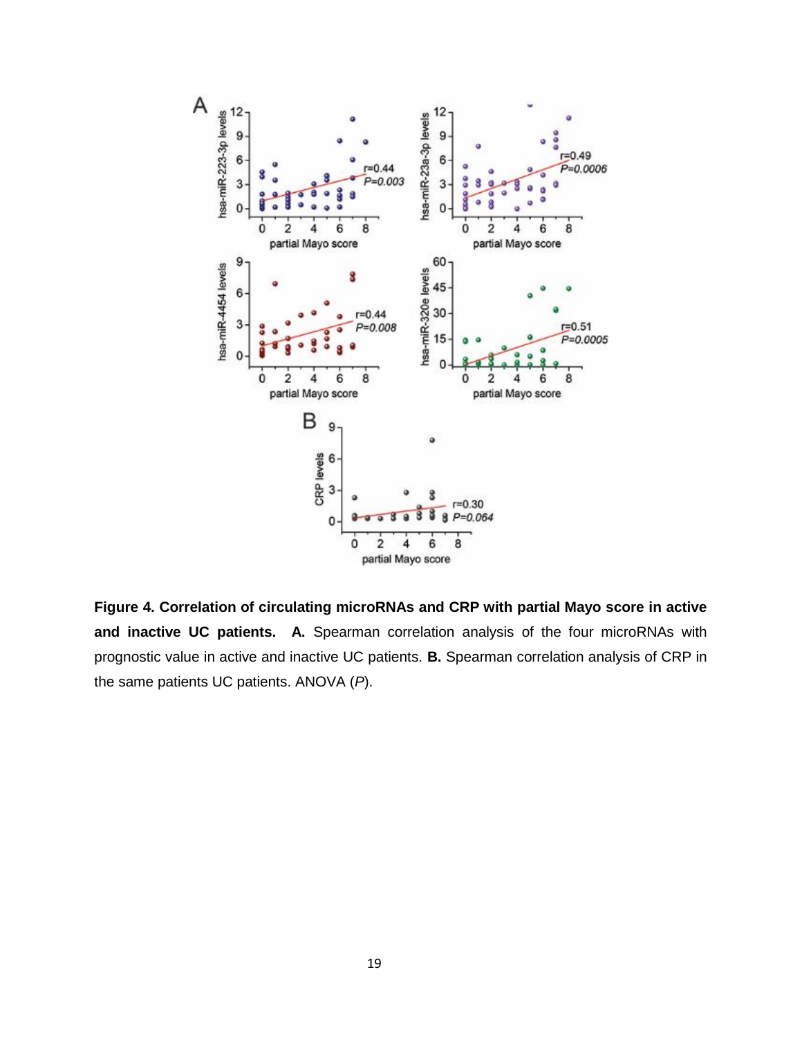**Figure 4. Correlation of circulating microRNAs and CRP with partial Mayo score in active and inactive UC patients.** **A.** Spearman correlation analysis of the four microRNAs with prognostic value in active and inactive UC patients. **B.** Spearman correlation analysis of CRP in the same patients UC patients. ANOVA (*P*).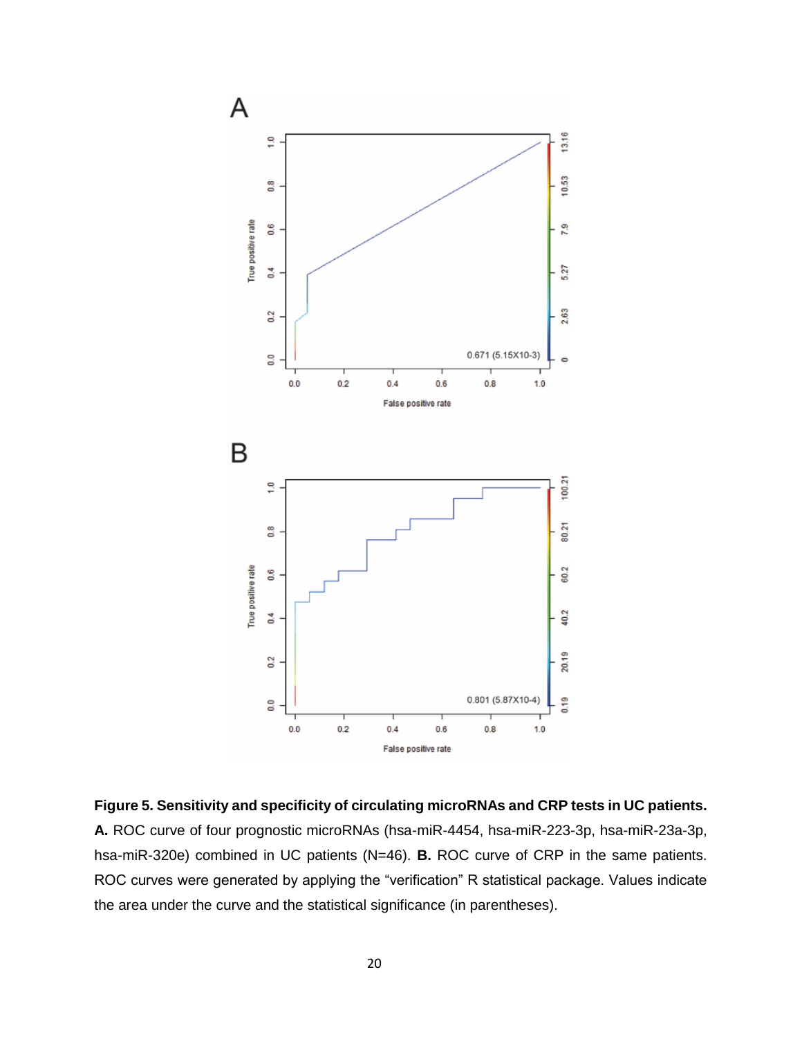**Figure 5. Sensitivity and specificity of circulating microRNAs and CRP tests in UC patients. A.** ROC curve of four prognostic microRNAs (hsa-miR-4454, hsa-miR-223-3p, hsa-miR-23a-3p, hsa-miR-320e) combined in UC patients (N=46). **B.** ROC curve of CRP in the same patients. ROC curves were generated by applying the "verification" R statistical package. Values indicate the area under the curve and the statistical significance (in parentheses).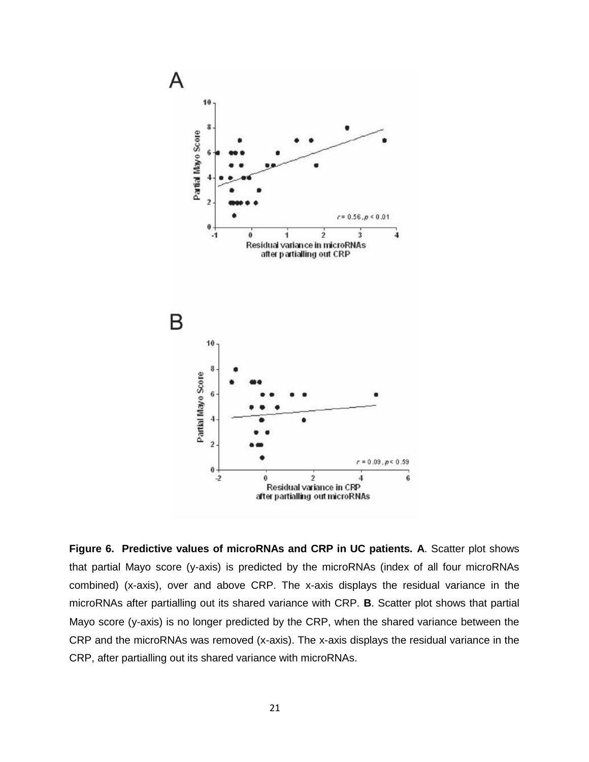A

Partial Mayo Score

10
8
6
4
2
0

-1
0
1
2
3
4

$r = 0.56$, $p < 0.01$

Residual variance in microRNAs
after partialling out CRP

B

Partial Mayo Score

10
8
6
4
2
0

-2
0
2
4
6

$r = 0.09$, $p < 0.59$

Residual variance in CRP
after partialling out microRNAs

**Figure 6. Predictive values of microRNAs and CRP in UC patients. A**. Scatter plot shows that partial Mayo score (y-axis) is predicted by the microRNAs (index of all four microRNAs combined) (x-axis), over and above CRP. The x-axis displays the residual variance in the microRNAs after partialling out its shared variance with CRP. **B**. Scatter plot shows that partial Mayo score (y-axis) is no longer predicted by the CRP, when the shared variance between the CRP and the microRNAs was removed (x-axis). The x-axis displays the residual variance in the CRP, after partialling out its shared variance with microRNAs.